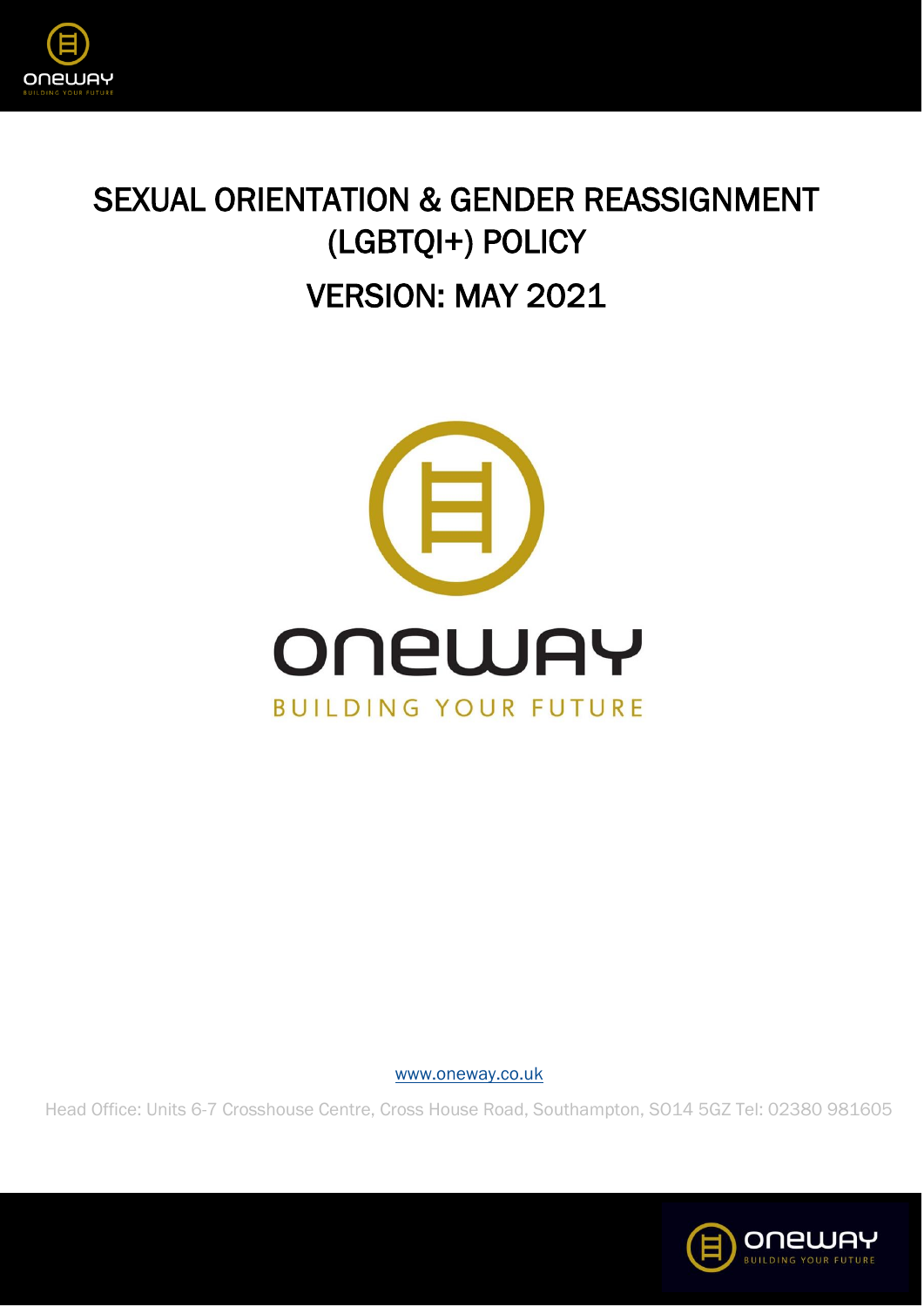# SEXUAL ORIENTATION & GENDER REASSIGNMENT (LGBTQI+) POLICY

## VERSION: MAY 2021

ONEWAY

BUILDING YOUR FUTURE

www.oneway.co.uk

Head Office: Units 6-7 Crosshouse Centre, Cross House Road, Southampton, SO14 5GZ Tel: 02380 981605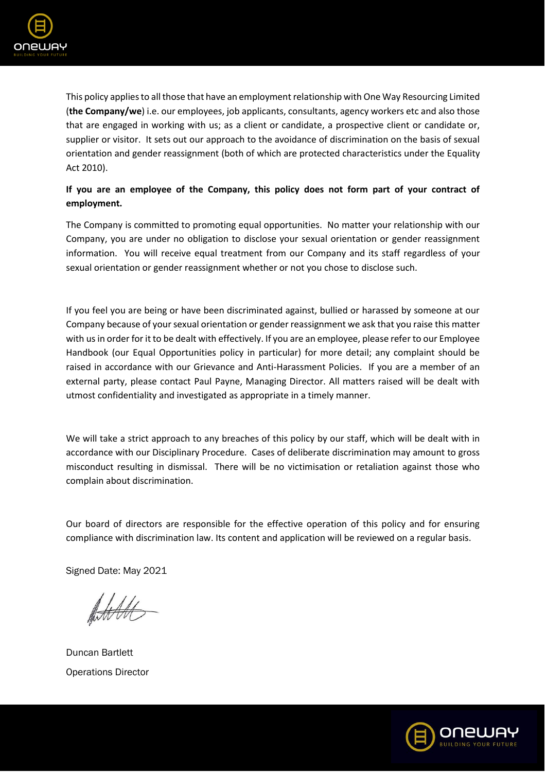This policy applies to all those that have an employment relationship with One Way Resourcing Limited (**the Company/we**) i.e. our employees, job applicants, consultants, agency workers etc and also those that are engaged in working with us; as a client or candidate, a prospective client or candidate or, supplier or visitor. It sets out our approach to the avoidance of discrimination on the basis of sexual orientation and gender reassignment (both of which are protected characteristics under the Equality Act 2010).

**If you are an employee of the Company, this policy does not form part of your contract of employment.**

The Company is committed to promoting equal opportunities. No matter your relationship with our Company, you are under no obligation to disclose your sexual orientation or gender reassignment information. You will receive equal treatment from our Company and its staff regardless of your sexual orientation or gender reassignment whether or not you chose to disclose such.

If you feel you are being or have been discriminated against, bullied or harassed by someone at our Company because of your sexual orientation or gender reassignment we ask that you raise this matter with us in order for it to be dealt with effectively. If you are an employee, please refer to our Employee Handbook (our Equal Opportunities policy in particular) for more detail; any complaint should be raised in accordance with our Grievance and Anti-Harassment Policies. If you are a member of an external party, please contact Paul Payne, Managing Director. All matters raised will be dealt with utmost confidentiality and investigated as appropriate in a timely manner.

We will take a strict approach to any breaches of this policy by our staff, which will be dealt with in accordance with our Disciplinary Procedure. Cases of deliberate discrimination may amount to gross misconduct resulting in dismissal. There will be no victimisation or retaliation against those who complain about discrimination.

Our board of directors are responsible for the effective operation of this policy and for ensuring compliance with discrimination law. Its content and application will be reviewed on a regular basis.

Signed Date: May 2021

Duncan Bartlett

Operations Director